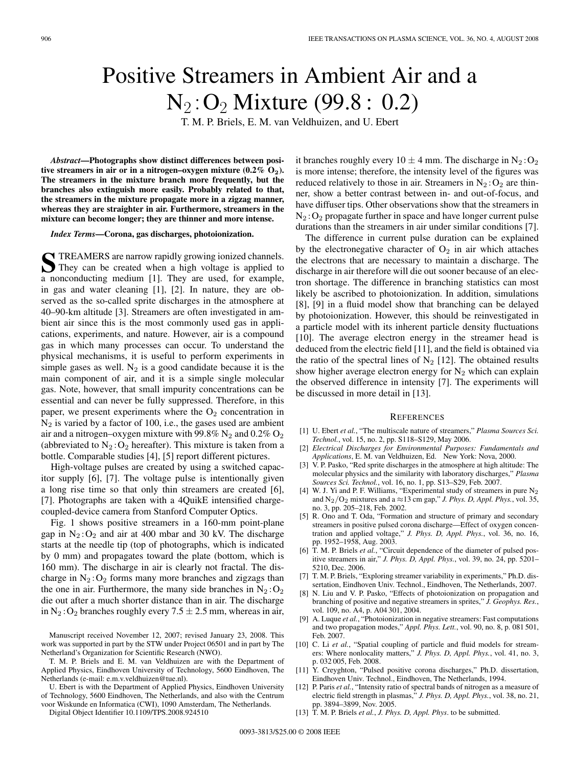# Positive Streamers in Ambient Air and a $N_2:O_2$ Mixture (99.8 : 0.2)

T. M. P. Briels, E. M. van Veldhuizen, and U. Ebert

***Abstract*—Photographs show distinct differences between positive streamers in air or in a nitrogen–oxygen mixture (0.2% $O_2$). The streamers in the mixture branch more frequently, but the branches also extinguish more easily. Probably related to that, the streamers in the mixture propagate more in a zigzag manner, whereas they are straighter in air. Furthermore, streamers in the mixture can become longer; they are thinner and more intense.**

***Index Terms*—Corona, gas discharges, photoionization.**

STREAMERS are narrow rapidly growing ionized channels. They can be created when a high voltage is applied to a nonconducting medium [1]. They are used, for example, in gas and water cleaning [1], [2]. In nature, they are observed as the so-called sprite discharges in the atmosphere at 40–90-km altitude [3]. Streamers are often investigated in ambient air since this is the most commonly used gas in applications, experiments, and nature. However, air is a compound gas in which many processes can occur. To understand the physical mechanisms, it is useful to perform experiments in simple gases as well. $N_2$ is a good candidate because it is the main component of air, and it is a simple single molecular gas. Note, however, that small impurity concentrations can be essential and can never be fully suppressed. Therefore, in this paper, we present experiments where the $O_2$ concentration in $N_2$ is varied by a factor of 100, i.e., the gases used are ambient air and a nitrogen–oxygen mixture with 99.8% $N_2$ and 0.2% $O_2$ (abbreviated to $N_2:O_2$ hereafter). This mixture is taken from a bottle. Comparable studies [4], [5] report different pictures.

High-voltage pulses are created by using a switched capacitor supply [6], [7]. The voltage pulse is intentionally given a long rise time so that only thin streamers are created [6], [7]. Photographs are taken with a 4QuikE intensified charge-coupled-device camera from Stanford Computer Optics.

Fig. 1 shows positive streamers in a 160-mm point-plane gap in $N_2:O_2$ and air at 400 mbar and 30 kV. The discharge starts at the needle tip (top of photographs, which is indicated by 0 mm) and propagates toward the plate (bottom, which is 160 mm). The discharge in air is clearly not fractal. The discharge in $N_2:O_2$ forms many more branches and zigzags than the one in air. Furthermore, the many side branches in $N_2:O_2$ die out after a much shorter distance than in air. The discharge in $N_2:O_2$ branches roughly every $7.5 \pm 2.5$ mm, whereas in air, it branches roughly every $10 \pm 4$ mm. The discharge in $N_2:O_2$ is more intense; therefore, the intensity level of the figures was reduced relatively to those in air. Streamers in $N_2:O_2$ are thinner, show a better contrast between in- and out-of-focus, and have diffuser tips. Other observations show that the streamers in $N_2:O_2$ propagate further in space and have longer current pulse durations than the streamers in air under similar conditions [7].

The difference in current pulse duration can be explained by the electronegative character of $O_2$ in air which attaches the electrons that are necessary to maintain a discharge. The discharge in air therefore will die out sooner because of an electron shortage. The difference in branching statistics can most likely be ascribed to photoionization. In addition, simulations [8], [9] in a fluid model show that branching can be delayed by photoionization. However, this should be reinvestigated in a particle model with its inherent particle density fluctuations [10]. The average electron energy in the streamer head is deduced from the electric field [11], and the field is obtained via the ratio of the spectral lines of $N_2$ [12]. The obtained results show higher average electron energy for $N_2$ which can explain the observed difference in intensity [7]. The experiments will be discussed in more detail in [13].

Manuscript received November 12, 2007; revised January 23, 2008. This work was supported in part by the STW under Project 06501 and in part by The Netherland's Organization for Scientific Research (NWO).

T. M. P. Briels and E. M. van Veldhuizen are with the Department of Applied Physics, Eindhoven University of Technology, 5600 Eindhoven, The Netherlands (e-mail: e.m.v.veldhuizen@tue.nl).

U. Ebert is with the Department of Applied Physics, Eindhoven University of Technology, 5600 Eindhoven, The Netherlands, and also with the Centrum voor Wiskunde en Informatica (CWI), 1090 Amsterdam, The Netherlands.

Digital Object Identifier 10.1109/TPS.2008.924510

## REFERENCES

[1] U. Ebert *et al.*, "The multiscale nature of streamers," *Plasma Sources Sci. Technol.*, vol. 15, no. 2, pp. S118–S129, May 2006.

[2] *Electrical Discharges for Environmental Purposes: Fundamentals and Applications*, E. M. van Veldhuizen, Ed. New York: Nova, 2000.

[3] V. P. Pasko, "Red sprite discharges in the atmosphere at high altitude: The molecular physics and the similarity with laboratory discharges," *Plasma Sources Sci. Technol.*, vol. 16, no. 1, pp. S13–S29, Feb. 2007.

[4] W. J. Yi and P. F. Williams, "Experimental study of streamers in pure $N_2$ and $N_2/O_2$ mixtures and a ≈13 cm gap," *J. Phys. D, Appl. Phys.*, vol. 35, no. 3, pp. 205–218, Feb. 2002.

[5] R. Ono and T. Oda, "Formation and structure of primary and secondary streamers in positive pulsed corona discharge—Effect of oxygen concentration and applied voltage," *J. Phys. D, Appl. Phys.*, vol. 36, no. 16, pp. 1952–1958, Aug. 2003.

[6] T. M. P. Briels *et al.*, "Circuit dependence of the diameter of pulsed positive streamers in air," *J. Phys. D, Appl. Phys.*, vol. 39, no. 24, pp. 5201–5210, Dec. 2006.

[7] T. M. P. Briels, "Exploring streamer variability in experiments," Ph.D. dissertation, Eindhoven Univ. Technol., Eindhoven, The Netherlands, 2007.

[8] N. Liu and V. P. Pasko, "Effects of photoionization on propagation and branching of positive and negative streamers in sprites," *J. Geophys. Res.*, vol. 109, no. A4, p. A04 301, 2004.

[9] A. Luque *et al.*, "Photoionization in negative streamers: Fast computations and two propagation modes," *Appl. Phys. Lett.*, vol. 90, no. 8, p. 081 501, Feb. 2007.

[10] C. Li *et al.*, "Spatial coupling of particle and fluid models for streamers: Where nonlocality matters," *J. Phys. D, Appl. Phys.*, vol. 41, no. 3, p. 032 005, Feb. 2008.

[11] Y. Creyghton, "Pulsed positive corona discharges," Ph.D. dissertation, Eindhoven Univ. Technol., Eindhoven, The Netherlands, 1994.

[12] P. Paris *et al.*, "Intensity ratio of spectral bands of nitrogen as a measure of electric field strength in plasmas," *J. Phys. D, Appl. Phys.*, vol. 38, no. 21, pp. 3894–3899, Nov. 2005.

[13] T. M. P. Briels *et al.*, *J. Phys. D, Appl. Phys*. to be submitted.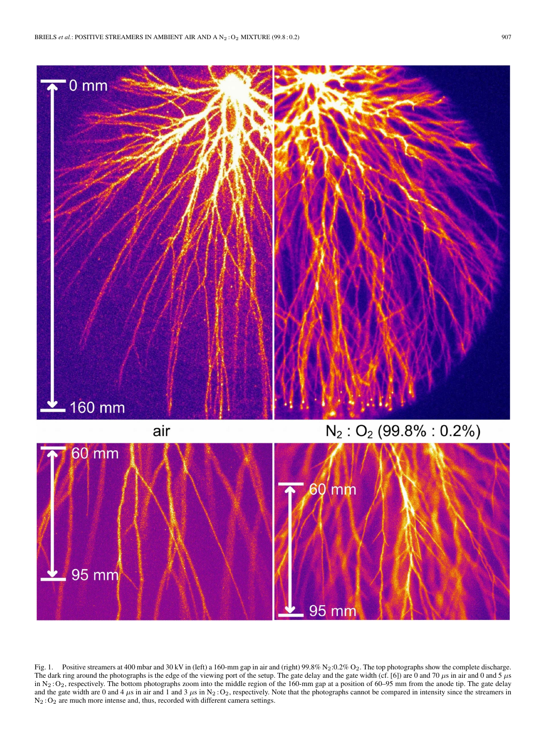0 mm

160 mm

air

$N_2 : O_2$ (99.8% : 0.2%)

60 mm

95 mm

60 mm

95 mm

Fig. 1. Positive streamers at 400 mbar and 30 kV in (left) a 160-mm gap in air and (right) 99.8% $N_2$:0.2% $O_2$. The top photographs show the complete discharge. The dark ring around the photographs is the edge of the viewing port of the setup. The gate delay and the gate width (cf. [6]) are 0 and 70 $\mu$s in air and 0 and 5 $\mu$s in $N_2 : O_2$, respectively. The bottom photographs zoom into the middle region of the 160-mm gap at a position of 60–95 mm from the anode tip. The gate delay and the gate width are 0 and 4 $\mu$s in air and 1 and 3 $\mu$s in $N_2 : O_2$, respectively. Note that the photographs cannot be compared in intensity since the streamers in $N_2 : O_2$ are much more intense and, thus, recorded with different camera settings.